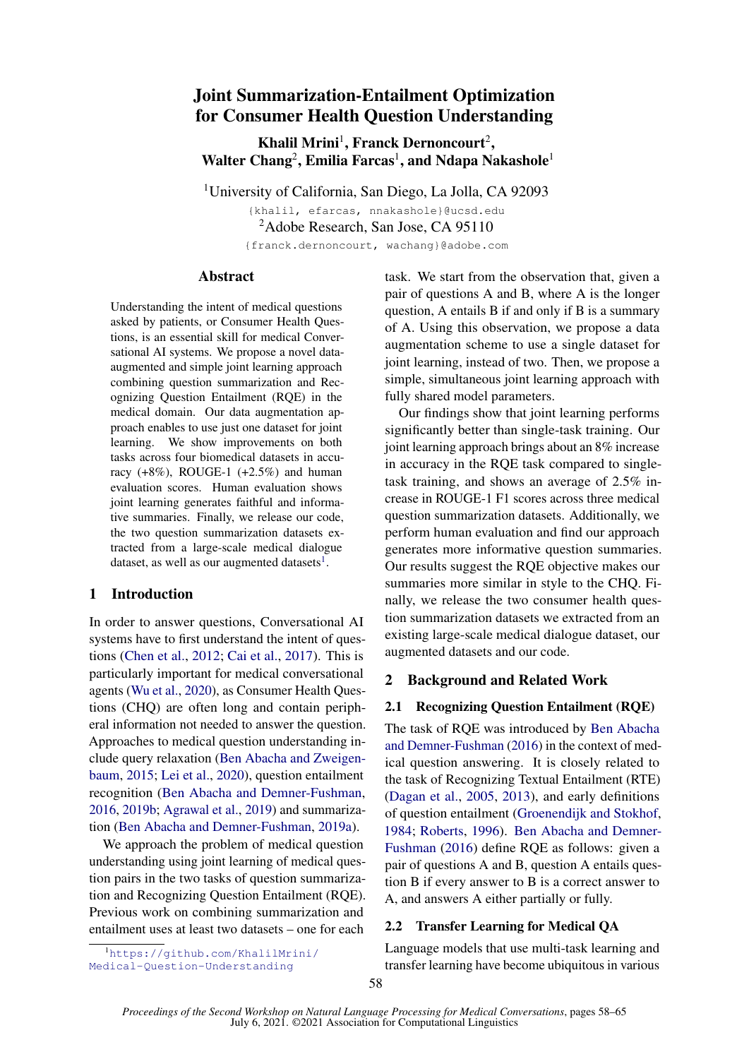# Joint Summarization-Entailment Optimization for Consumer Health Question Understanding

**Khalil Mrini**[1], **Franck Dernoncourt**[2], **Walter Chang**[2], **Emilia Farcas**[1], **and Ndapa Nakashole**[1]

[1]University of California, San Diego, La Jolla, CA 92093

{khalil, efarcas, nnakashole}@ucsd.edu

[2]Adobe Research, San Jose, CA 95110

{franck.dernoncourt, wachang}@adobe.com

## Abstract

Understanding the intent of medical questions asked by patients, or Consumer Health Questions, is an essential skill for medical Conversational AI systems. We propose a novel data-augmented and simple joint learning approach combining question summarization and Recognizing Question Entailment (RQE) in the medical domain. Our data augmentation approach enables to use just one dataset for joint learning. We show improvements on both tasks across four biomedical datasets in accuracy (+8%), ROUGE-1 (+2.5%) and human evaluation scores. Human evaluation shows joint learning generates faithful and informative summaries. Finally, we release our code, the two question summarization datasets extracted from a large-scale medical dialogue dataset, as well as our augmented datasets[1].

## 1 Introduction

In order to answer questions, Conversational AI systems have to first understand the intent of questions (Chen et al., 2012; Cai et al., 2017). This is particularly important for medical conversational agents (Wu et al., 2020), as Consumer Health Questions (CHQ) are often long and contain peripheral information not needed to answer the question. Approaches to medical question understanding include query relaxation (Ben Abacha and Zweigenbaum, 2015; Lei et al., 2020), question entailment recognition (Ben Abacha and Demner-Fushman, 2016, 2019b; Agrawal et al., 2019) and summarization (Ben Abacha and Demner-Fushman, 2019a).

We approach the problem of medical question understanding using joint learning of medical question pairs in the two tasks of question summarization and Recognizing Question Entailment (RQE). Previous work on combining summarization and entailment uses at least two datasets – one for each task. We start from the observation that, given a pair of questions A and B, where A is the longer question, A entails B if and only if B is a summary of A. Using this observation, we propose a data augmentation scheme to use a single dataset for joint learning, instead of two. Then, we propose a simple, simultaneous joint learning approach with fully shared model parameters.

Our findings show that joint learning performs significantly better than single-task training. Our joint learning approach brings about an 8% increase in accuracy in the RQE task compared to single-task training, and shows an average of 2.5% increase in ROUGE-1 F1 scores across three medical question summarization datasets. Additionally, we perform human evaluation and find our approach generates more informative question summaries. Our results suggest the RQE objective makes our summaries more similar in style to the CHQ. Finally, we release the two consumer health question summarization datasets we extracted from an existing large-scale medical dialogue dataset, our augmented datasets and our code.

## 2 Background and Related Work

### 2.1 Recognizing Question Entailment (RQE)

The task of RQE was introduced by Ben Abacha and Demner-Fushman (2016) in the context of medical question answering. It is closely related to the task of Recognizing Textual Entailment (RTE) (Dagan et al., 2005, 2013), and early definitions of question entailment (Groenendijk and Stokhof, 1984; Roberts, 1996). Ben Abacha and Demner-Fushman (2016) define RQE as follows: given a pair of questions A and B, question A entails question B if every answer to B is a correct answer to A, and answers A either partially or fully.

### 2.2 Transfer Learning for Medical QA

Language models that use multi-task learning and transfer learning have become ubiquitous in various

[1]https://github.com/KhalilMrini/Medical-Question-Understanding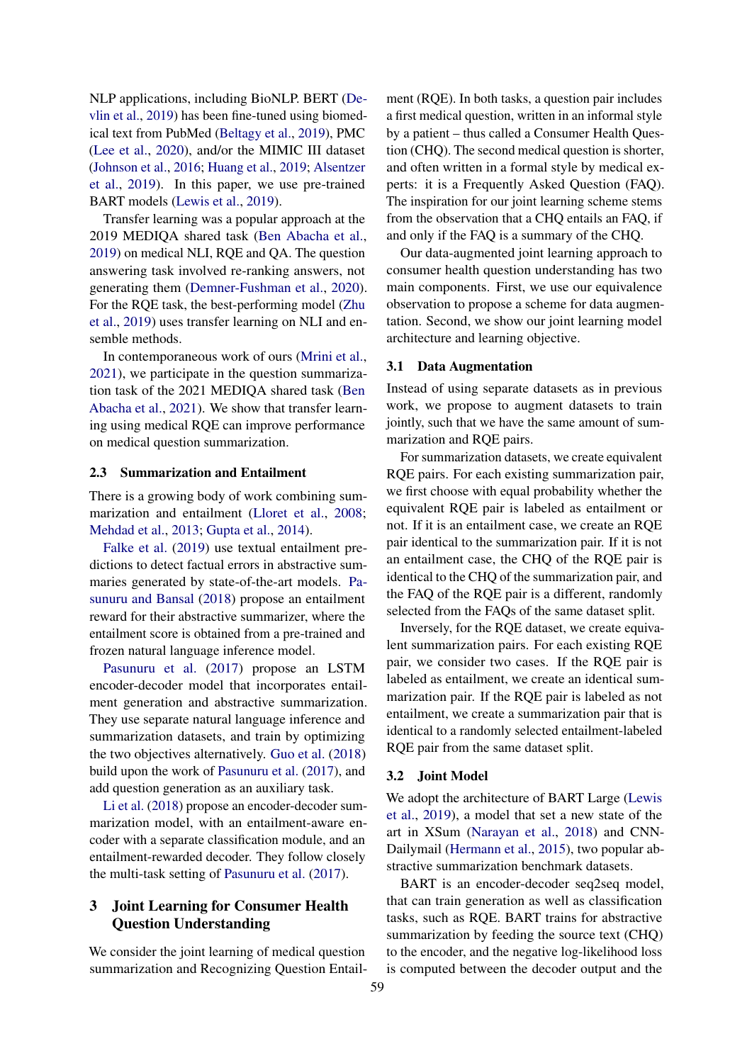NLP applications, including BioNLP. BERT (Devlin et al., 2019) has been fine-tuned using biomedical text from PubMed (Beltagy et al., 2019), PMC (Lee et al., 2020), and/or the MIMIC III dataset (Johnson et al., 2016; Huang et al., 2019; Alsentzer et al., 2019). In this paper, we use pre-trained BART models (Lewis et al., 2019).

Transfer learning was a popular approach at the 2019 MEDIQA shared task (Ben Abacha et al., 2019) on medical NLI, RQE and QA. The question answering task involved re-ranking answers, not generating them (Demner-Fushman et al., 2020). For the RQE task, the best-performing model (Zhu et al., 2019) uses transfer learning on NLI and ensemble methods.

In contemporaneous work of ours (Mrini et al., 2021), we participate in the question summarization task of the 2021 MEDIQA shared task (Ben Abacha et al., 2021). We show that transfer learning using medical RQE can improve performance on medical question summarization.

### 2.3 Summarization and Entailment

There is a growing body of work combining summarization and entailment (Lloret et al., 2008; Mehdad et al., 2013; Gupta et al., 2014).

Falke et al. (2019) use textual entailment predictions to detect factual errors in abstractive summaries generated by state-of-the-art models. Pasunuru and Bansal (2018) propose an entailment reward for their abstractive summarizer, where the entailment score is obtained from a pre-trained and frozen natural language inference model.

Pasunuru et al. (2017) propose an LSTM encoder-decoder model that incorporates entailment generation and abstractive summarization. They use separate natural language inference and summarization datasets, and train by optimizing the two objectives alternatively. Guo et al. (2018) build upon the work of Pasunuru et al. (2017), and add question generation as an auxiliary task.

Li et al. (2018) propose an encoder-decoder summarization model, with an entailment-aware encoder with a separate classification module, and an entailment-rewarded decoder. They follow closely the multi-task setting of Pasunuru et al. (2017).

## 3 Joint Learning for Consumer Health Question Understanding

We consider the joint learning of medical question summarization and Recognizing Question Entailment (RQE). In both tasks, a question pair includes a first medical question, written in an informal style by a patient – thus called a Consumer Health Question (CHQ). The second medical question is shorter, and often written in a formal style by medical experts: it is a Frequently Asked Question (FAQ). The inspiration for our joint learning scheme stems from the observation that a CHQ entails an FAQ, if and only if the FAQ is a summary of the CHQ.

Our data-augmented joint learning approach to consumer health question understanding has two main components. First, we use our equivalence observation to propose a scheme for data augmentation. Second, we show our joint learning model architecture and learning objective.

### 3.1 Data Augmentation

Instead of using separate datasets as in previous work, we propose to augment datasets to train jointly, such that we have the same amount of summarization and RQE pairs.

For summarization datasets, we create equivalent RQE pairs. For each existing summarization pair, we first choose with equal probability whether the equivalent RQE pair is labeled as entailment or not. If it is an entailment case, we create an RQE pair identical to the summarization pair. If it is not an entailment case, the CHQ of the RQE pair is identical to the CHQ of the summarization pair, and the FAQ of the RQE pair is a different, randomly selected from the FAQs of the same dataset split.

Inversely, for the RQE dataset, we create equivalent summarization pairs. For each existing RQE pair, we consider two cases. If the RQE pair is labeled as entailment, we create an identical summarization pair. If the RQE pair is labeled as not entailment, we create a summarization pair that is identical to a randomly selected entailment-labeled RQE pair from the same dataset split.

### 3.2 Joint Model

We adopt the architecture of BART Large (Lewis et al., 2019), a model that set a new state of the art in XSum (Narayan et al., 2018) and CNN-Dailymail (Hermann et al., 2015), two popular abstractive summarization benchmark datasets.

BART is an encoder-decoder seq2seq model, that can train generation as well as classification tasks, such as RQE. BART trains for abstractive summarization by feeding the source text (CHQ) to the encoder, and the negative log-likelihood loss is computed between the decoder output and the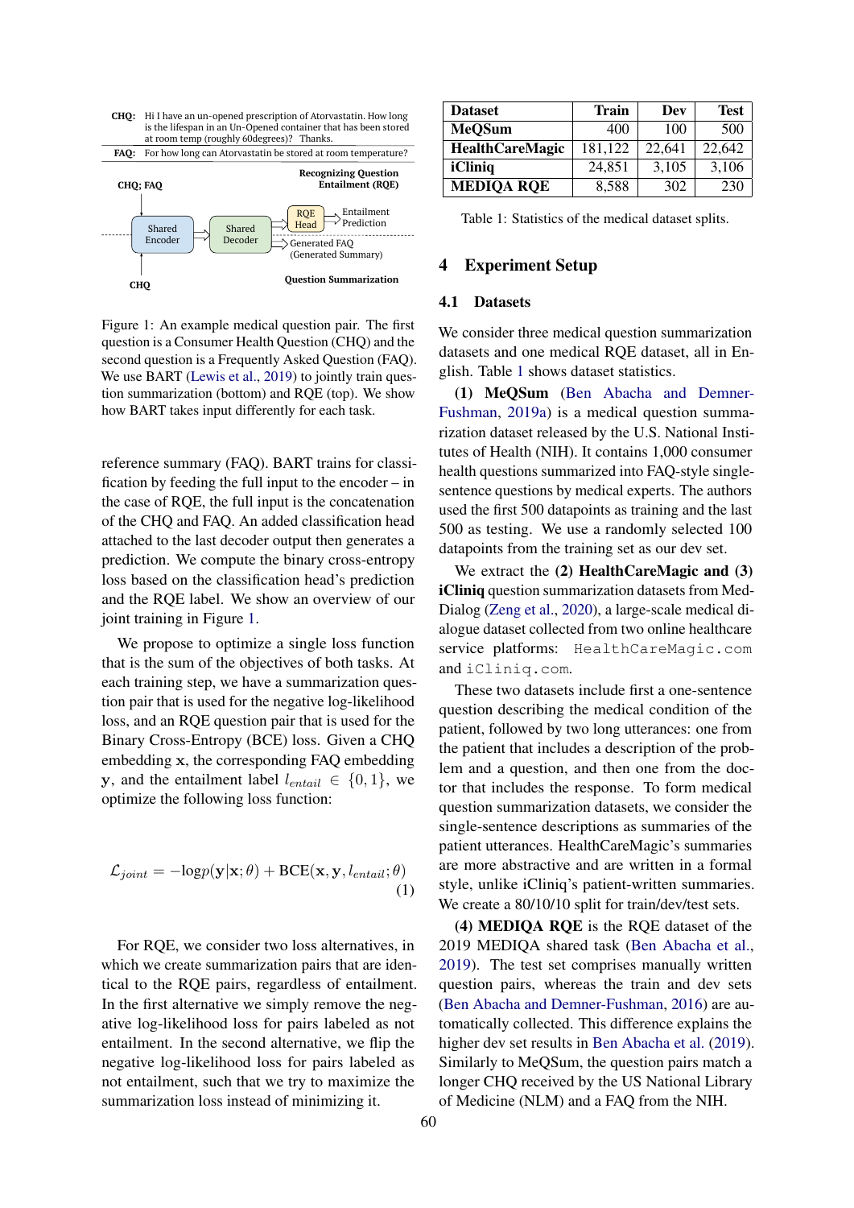**CHQ:** Hi I have an un-opened prescription of Atorvastatin. How long is the lifespan in an Un-Opened container that has been stored at room temp (roughly 60degrees)? Thanks.

**FAQ:** For how long can Atorvastatin be stored at room temperature?

Figure 1: An example medical question pair. The first question is a Consumer Health Question (CHQ) and the second question is a Frequently Asked Question (FAQ). We use BART (Lewis et al., 2019) to jointly train question summarization (bottom) and RQE (top). We show how BART takes input differently for each task.

reference summary (FAQ). BART trains for classification by feeding the full input to the encoder – in the case of RQE, the full input is the concatenation of the CHQ and FAQ. An added classification head attached to the last decoder output then generates a prediction. We compute the binary cross-entropy loss based on the classification head's prediction and the RQE label. We show an overview of our joint training in Figure 1.

We propose to optimize a single loss function that is the sum of the objectives of both tasks. At each training step, we have a summarization question pair that is used for the negative log-likelihood loss, and an RQE question pair that is used for the Binary Cross-Entropy (BCE) loss. Given a CHQ embedding $\mathbf{x}$, the corresponding FAQ embedding $\mathbf{y}$, and the entailment label $l_{entail} \in \{0, 1\}$, we optimize the following loss function:

$$\mathcal{L}_{joint} = -\text{log}p(\mathbf{y}|\mathbf{x};\theta) + \text{BCE}(\mathbf{x}, \mathbf{y}, l_{entail}; \theta) \quad (1)$$

For RQE, we consider two loss alternatives, in which we create summarization pairs that are identical to the RQE pairs, regardless of entailment. In the first alternative we simply remove the negative log-likelihood loss for pairs labeled as not entailment. In the second alternative, we flip the negative log-likelihood loss for pairs labeled as not entailment, such that we try to maximize the summarization loss instead of minimizing it.

| Dataset | Train | Dev | Test |
|---|---|---|---|
| MeQSum | 400 | 100 | 500 |
| HealthCareMagic | 181,122 | 22,641 | 22,642 |
| iCliniq | 24,851 | 3,105 | 3,106 |
| MEDIQA RQE | 8,588 | 302 | 230 |

Table 1: Statistics of the medical dataset splits.

## 4 Experiment Setup

### 4.1 Datasets

We consider three medical question summarization datasets and one medical RQE dataset, all in English. Table 1 shows dataset statistics.

**(1) MeQSum** (Ben Abacha and Demner-Fushman, 2019a) is a medical question summarization dataset released by the U.S. National Institutes of Health (NIH). It contains 1,000 consumer health questions summarized into FAQ-style single-sentence questions by medical experts. The authors used the first 500 datapoints as training and the last 500 as testing. We use a randomly selected 100 datapoints from the training set as our dev set.

We extract the **(2) HealthCareMagic and (3) iCliniq** question summarization datasets from MedDialog (Zeng et al., 2020), a large-scale medical dialogue dataset collected from two online healthcare service platforms: `HealthCareMagic.com` and `iCliniq.com`.

These two datasets include first a one-sentence question describing the medical condition of the patient, followed by two long utterances: one from the patient that includes a description of the problem and a question, and then one from the doctor that includes the response. To form medical question summarization datasets, we consider the single-sentence descriptions as summaries of the patient utterances. HealthCareMagic's summaries are more abstractive and are written in a formal style, unlike iCliniq's patient-written summaries. We create a 80/10/10 split for train/dev/test sets.

**(4) MEDIQA RQE** is the RQE dataset of the 2019 MEDIQA shared task (Ben Abacha et al., 2019). The test set comprises manually written question pairs, whereas the train and dev sets (Ben Abacha and Demner-Fushman, 2016) are automatically collected. This difference explains the higher dev set results in Ben Abacha et al. (2019). Similarly to MeQSum, the question pairs match a longer CHQ received by the US National Library of Medicine (NLM) and a FAQ from the NIH.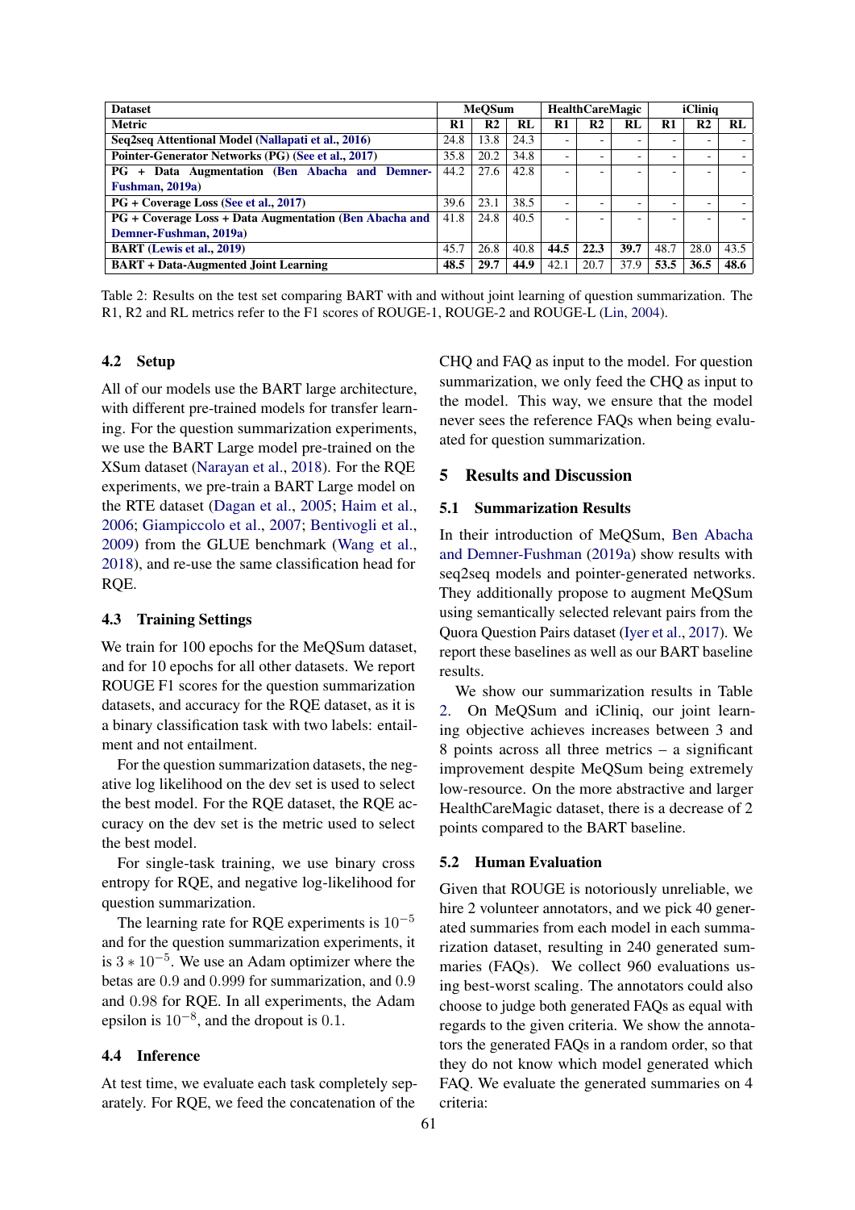| Dataset | MeQSum | | | HealthCareMagic | | | iCliniq | | |
|---|---|---|---|---|---|---|---|---|---|
| Metric | R1 | R2 | RL | R1 | R2 | RL | R1 | R2 | RL |
| **Seq2seq Attentional Model (Nallapati et al., 2016)** | 24.8 | 13.8 | 24.3 | - | - | - | - | - | - |
| **Pointer-Generator Networks (PG) (See et al., 2017)** | 35.8 | 20.2 | 34.8 | - | - | - | - | - | - |
| **PG + Data Augmentation (Ben Abacha and Demner-Fushman, 2019a)** | 44.2 | 27.6 | 42.8 | - | - | - | - | - | - |
| **PG + Coverage Loss (See et al., 2017)** | 39.6 | 23.1 | 38.5 | - | - | - | - | - | - |
| **PG + Coverage Loss + Data Augmentation (Ben Abacha and Demner-Fushman, 2019a)** | 41.8 | 24.8 | 40.5 | - | - | - | - | - | - |
| **BART (Lewis et al., 2019)** | 45.7 | 26.8 | 40.8 | **44.5** | **22.3** | **39.7** | 48.7 | 28.0 | 43.5 |
| **BART + Data-Augmented Joint Learning** | **48.5** | **29.7** | **44.9** | 42.1 | 20.7 | 37.9 | **53.5** | **36.5** | **48.6** |

Table 2: Results on the test set comparing BART with and without joint learning of question summarization. The R1, R2 and RL metrics refer to the F1 scores of ROUGE-1, ROUGE-2 and ROUGE-L (Lin, 2004).

### 4.2 Setup

All of our models use the BART large architecture, with different pre-trained models for transfer learning. For the question summarization experiments, we use the BART Large model pre-trained on the XSum dataset (Narayan et al., 2018). For the RQE experiments, we pre-train a BART Large model on the RTE dataset (Dagan et al., 2005; Haim et al., 2006; Giampiccolo et al., 2007; Bentivogli et al., 2009) from the GLUE benchmark (Wang et al., 2018), and re-use the same classification head for RQE.

### 4.3 Training Settings

We train for 100 epochs for the MeQSum dataset, and for 10 epochs for all other datasets. We report ROUGE F1 scores for the question summarization datasets, and accuracy for the RQE dataset, as it is a binary classification task with two labels: entailment and not entailment.

For the question summarization datasets, the negative log likelihood on the dev set is used to select the best model. For the RQE dataset, the RQE accuracy on the dev set is the metric used to select the best model.

For single-task training, we use binary cross entropy for RQE, and negative log-likelihood for question summarization.

The learning rate for RQE experiments is $10^{-5}$ and for the question summarization experiments, it is $3 * 10^{-5}$. We use an Adam optimizer where the betas are $0.9$ and $0.999$ for summarization, and $0.9$ and $0.98$ for RQE. In all experiments, the Adam epsilon is $10^{-8}$, and the dropout is $0.1$.

### 4.4 Inference

At test time, we evaluate each task completely separately. For RQE, we feed the concatenation of the CHQ and FAQ as input to the model. For question summarization, we only feed the CHQ as input to the model. This way, we ensure that the model never sees the reference FAQs when being evaluated for question summarization.

## 5 Results and Discussion

### 5.1 Summarization Results

In their introduction of MeQSum, Ben Abacha and Demner-Fushman (2019a) show results with seq2seq models and pointer-generated networks. They additionally propose to augment MeQSum using semantically selected relevant pairs from the Quora Question Pairs dataset (Iyer et al., 2017). We report these baselines as well as our BART baseline results.

We show our summarization results in Table 2. On MeQSum and iCliniq, our joint learning objective achieves increases between 3 and 8 points across all three metrics – a significant improvement despite MeQSum being extremely low-resource. On the more abstractive and larger HealthCareMagic dataset, there is a decrease of 2 points compared to the BART baseline.

### 5.2 Human Evaluation

Given that ROUGE is notoriously unreliable, we hire 2 volunteer annotators, and we pick 40 generated summaries from each model in each summarization dataset, resulting in 240 generated summaries (FAQs). We collect 960 evaluations using best-worst scaling. The annotators could also choose to judge both generated FAQs as equal with regards to the given criteria. We show the annotators the generated FAQs in a random order, so that they do not know which model generated which FAQ. We evaluate the generated summaries on 4 criteria: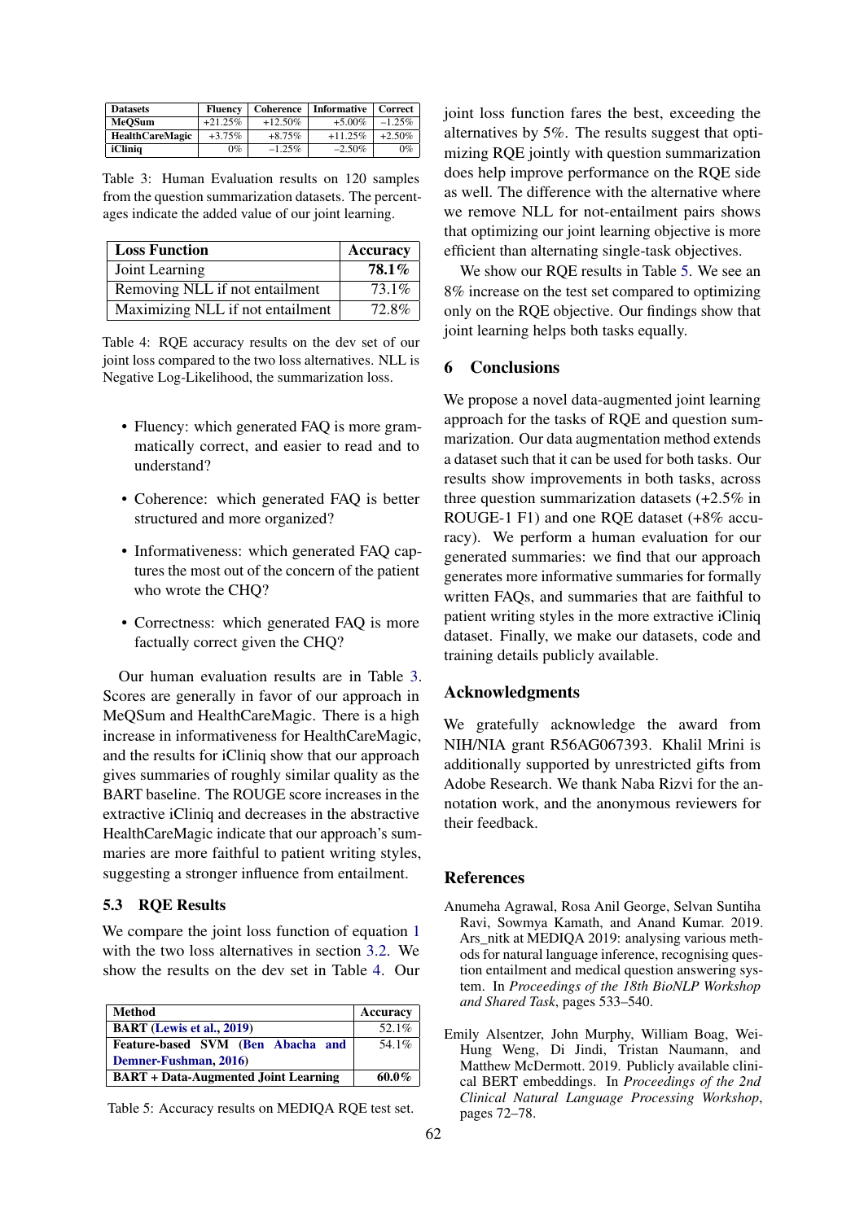| Datasets | Fluency | Coherence | Informative | Correct |
|---|---|---|---|---|
| MeQSum | +21.25% | +12.50% | +5.00% | −1.25% |
| HealthCareMagic | +3.75% | +8.75% | +11.25% | +2.50% |
| iCliniq | 0% | −1.25% | −2.50% | 0% |

Table 3: Human Evaluation results on 120 samples from the question summarization datasets. The percentages indicate the added value of our joint learning.

| Loss Function | Accuracy |
|---|---|
| Joint Learning | **78.1%** |
| Removing NLL if not entailment | 73.1% |
| Maximizing NLL if not entailment | 72.8% |

Table 4: RQE accuracy results on the dev set of our joint loss compared to the two loss alternatives. NLL is Negative Log-Likelihood, the summarization loss.

- Fluency: which generated FAQ is more grammatically correct, and easier to read and to understand?
- Coherence: which generated FAQ is better structured and more organized?
- Informativeness: which generated FAQ captures the most out of the concern of the patient who wrote the CHQ?
- Correctness: which generated FAQ is more factually correct given the CHQ?

Our human evaluation results are in Table 3. Scores are generally in favor of our approach in MeQSum and HealthCareMagic. There is a high increase in informativeness for HealthCareMagic, and the results for iCliniq show that our approach gives summaries of roughly similar quality as the BART baseline. The ROUGE score increases in the extractive iCliniq and decreases in the abstractive HealthCareMagic indicate that our approach's summaries are more faithful to patient writing styles, suggesting a stronger influence from entailment.

### 5.3 RQE Results

We compare the joint loss function of equation 1 with the two loss alternatives in section 3.2. We show the results on the dev set in Table 4. Our joint loss function fares the best, exceeding the alternatives by 5%. The results suggest that optimizing RQE jointly with question summarization does help improve performance on the RQE side as well. The difference with the alternative where we remove NLL for not-entailment pairs shows that optimizing our joint learning objective is more efficient than alternating single-task objectives.

| Method | Accuracy |
|---|---|
| **BART (Lewis et al., 2019)** | 52.1% |
| **Feature-based SVM (Ben Abacha and Demner-Fushman, 2016)** | 54.1% |
| **BART + Data-Augmented Joint Learning** | **60.0%** |

Table 5: Accuracy results on MEDIQA RQE test set.

We show our RQE results in Table 5. We see an 8% increase on the test set compared to optimizing only on the RQE objective. Our findings show that joint learning helps both tasks equally.

## 6 Conclusions

We propose a novel data-augmented joint learning approach for the tasks of RQE and question summarization. Our data augmentation method extends a dataset such that it can be used for both tasks. Our results show improvements in both tasks, across three question summarization datasets (+2.5% in ROUGE-1 F1) and one RQE dataset (+8% accuracy). We perform a human evaluation for our generated summaries: we find that our approach generates more informative summaries for formally written FAQs, and summaries that are faithful to patient writing styles in the more extractive iCliniq dataset. Finally, we make our datasets, code and training details publicly available.

## Acknowledgments

We gratefully acknowledge the award from NIH/NIA grant R56AG067393. Khalil Mrini is additionally supported by unrestricted gifts from Adobe Research. We thank Naba Rizvi for the annotation work, and the anonymous reviewers for their feedback.

## References

Anumeha Agrawal, Rosa Anil George, Selvan Suntiha Ravi, Sowmya Kamath, and Anand Kumar. 2019. Ars_nitk at MEDIQA 2019: analysing various methods for natural language inference, recognising question entailment and medical question answering system. In *Proceedings of the 18th BioNLP Workshop and Shared Task*, pages 533–540.

Emily Alsentzer, John Murphy, William Boag, Wei-Hung Weng, Di Jindi, Tristan Naumann, and Matthew McDermott. 2019. Publicly available clinical BERT embeddings. In *Proceedings of the 2nd Clinical Natural Language Processing Workshop*, pages 72–78.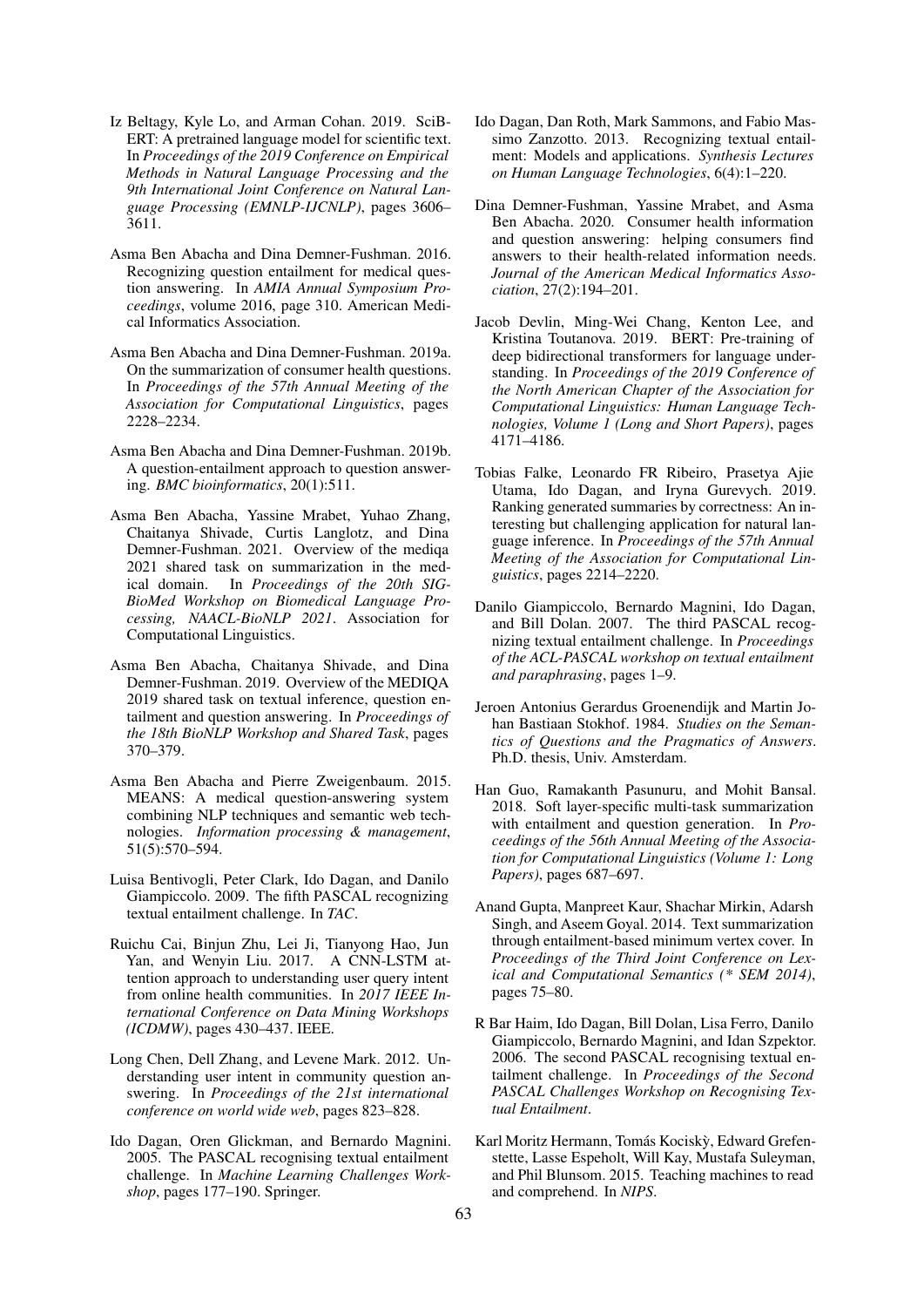Iz Beltagy, Kyle Lo, and Arman Cohan. 2019. SciBERT: A pretrained language model for scientific text. In *Proceedings of the 2019 Conference on Empirical Methods in Natural Language Processing and the 9th International Joint Conference on Natural Language Processing (EMNLP-IJCNLP)*, pages 3606–3611.

Asma Ben Abacha and Dina Demner-Fushman. 2016. Recognizing question entailment for medical question answering. In *AMIA Annual Symposium Proceedings*, volume 2016, page 310. American Medical Informatics Association.

Asma Ben Abacha and Dina Demner-Fushman. 2019a. On the summarization of consumer health questions. In *Proceedings of the 57th Annual Meeting of the Association for Computational Linguistics*, pages 2228–2234.

Asma Ben Abacha and Dina Demner-Fushman. 2019b. A question-entailment approach to question answering. *BMC bioinformatics*, 20(1):511.

Asma Ben Abacha, Yassine Mrabet, Yuhao Zhang, Chaitanya Shivade, Curtis Langlotz, and Dina Demner-Fushman. 2021. Overview of the mediqa 2021 shared task on summarization in the medical domain. In *Proceedings of the 20th SIG-BioMed Workshop on Biomedical Language Processing, NAACL-BioNLP 2021*. Association for Computational Linguistics.

Asma Ben Abacha, Chaitanya Shivade, and Dina Demner-Fushman. 2019. Overview of the MEDIQA 2019 shared task on textual inference, question entailment and question answering. In *Proceedings of the 18th BioNLP Workshop and Shared Task*, pages 370–379.

Asma Ben Abacha and Pierre Zweigenbaum. 2015. MEANS: A medical question-answering system combining NLP techniques and semantic web technologies. *Information processing & management*, 51(5):570–594.

Luisa Bentivogli, Peter Clark, Ido Dagan, and Danilo Giampiccolo. 2009. The fifth PASCAL recognizing textual entailment challenge. In *TAC*.

Ruichu Cai, Binjun Zhu, Lei Ji, Tianyong Hao, Jun Yan, and Wenyin Liu. 2017. A CNN-LSTM attention approach to understanding user query intent from online health communities. In *2017 IEEE International Conference on Data Mining Workshops (ICDMW)*, pages 430–437. IEEE.

Long Chen, Dell Zhang, and Levene Mark. 2012. Understanding user intent in community question answering. In *Proceedings of the 21st international conference on world wide web*, pages 823–828.

Ido Dagan, Oren Glickman, and Bernardo Magnini. 2005. The PASCAL recognising textual entailment challenge. In *Machine Learning Challenges Workshop*, pages 177–190. Springer.

Ido Dagan, Dan Roth, Mark Sammons, and Fabio Massimo Zanzotto. 2013. Recognizing textual entailment: Models and applications. *Synthesis Lectures on Human Language Technologies*, 6(4):1–220.

Dina Demner-Fushman, Yassine Mrabet, and Asma Ben Abacha. 2020. Consumer health information and question answering: helping consumers find answers to their health-related information needs. *Journal of the American Medical Informatics Association*, 27(2):194–201.

Jacob Devlin, Ming-Wei Chang, Kenton Lee, and Kristina Toutanova. 2019. BERT: Pre-training of deep bidirectional transformers for language understanding. In *Proceedings of the 2019 Conference of the North American Chapter of the Association for Computational Linguistics: Human Language Technologies, Volume 1 (Long and Short Papers)*, pages 4171–4186.

Tobias Falke, Leonardo FR Ribeiro, Prasetya Ajie Utama, Ido Dagan, and Iryna Gurevych. 2019. Ranking generated summaries by correctness: An interesting but challenging application for natural language inference. In *Proceedings of the 57th Annual Meeting of the Association for Computational Linguistics*, pages 2214–2220.

Danilo Giampiccolo, Bernardo Magnini, Ido Dagan, and Bill Dolan. 2007. The third PASCAL recognizing textual entailment challenge. In *Proceedings of the ACL-PASCAL workshop on textual entailment and paraphrasing*, pages 1–9.

Jeroen Antonius Gerardus Groenendijk and Martin Johan Bastiaan Stokhof. 1984. *Studies on the Semantics of Questions and the Pragmatics of Answers*. Ph.D. thesis, Univ. Amsterdam.

Han Guo, Ramakanth Pasunuru, and Mohit Bansal. 2018. Soft layer-specific multi-task summarization with entailment and question generation. In *Proceedings of the 56th Annual Meeting of the Association for Computational Linguistics (Volume 1: Long Papers)*, pages 687–697.

Anand Gupta, Manpreet Kaur, Shachar Mirkin, Adarsh Singh, and Aseem Goyal. 2014. Text summarization through entailment-based minimum vertex cover. In *Proceedings of the Third Joint Conference on Lexical and Computational Semantics (* SEM 2014)*, pages 75–80.

R Bar Haim, Ido Dagan, Bill Dolan, Lisa Ferro, Danilo Giampiccolo, Bernardo Magnini, and Idan Szpektor. 2006. The second PASCAL recognising textual entailment challenge. In *Proceedings of the Second PASCAL Challenges Workshop on Recognising Textual Entailment*.

Karl Moritz Hermann, Tomás Kociskỳ, Edward Grefenstette, Lasse Espeholt, Will Kay, Mustafa Suleyman, and Phil Blunsom. 2015. Teaching machines to read and comprehend. In *NIPS*.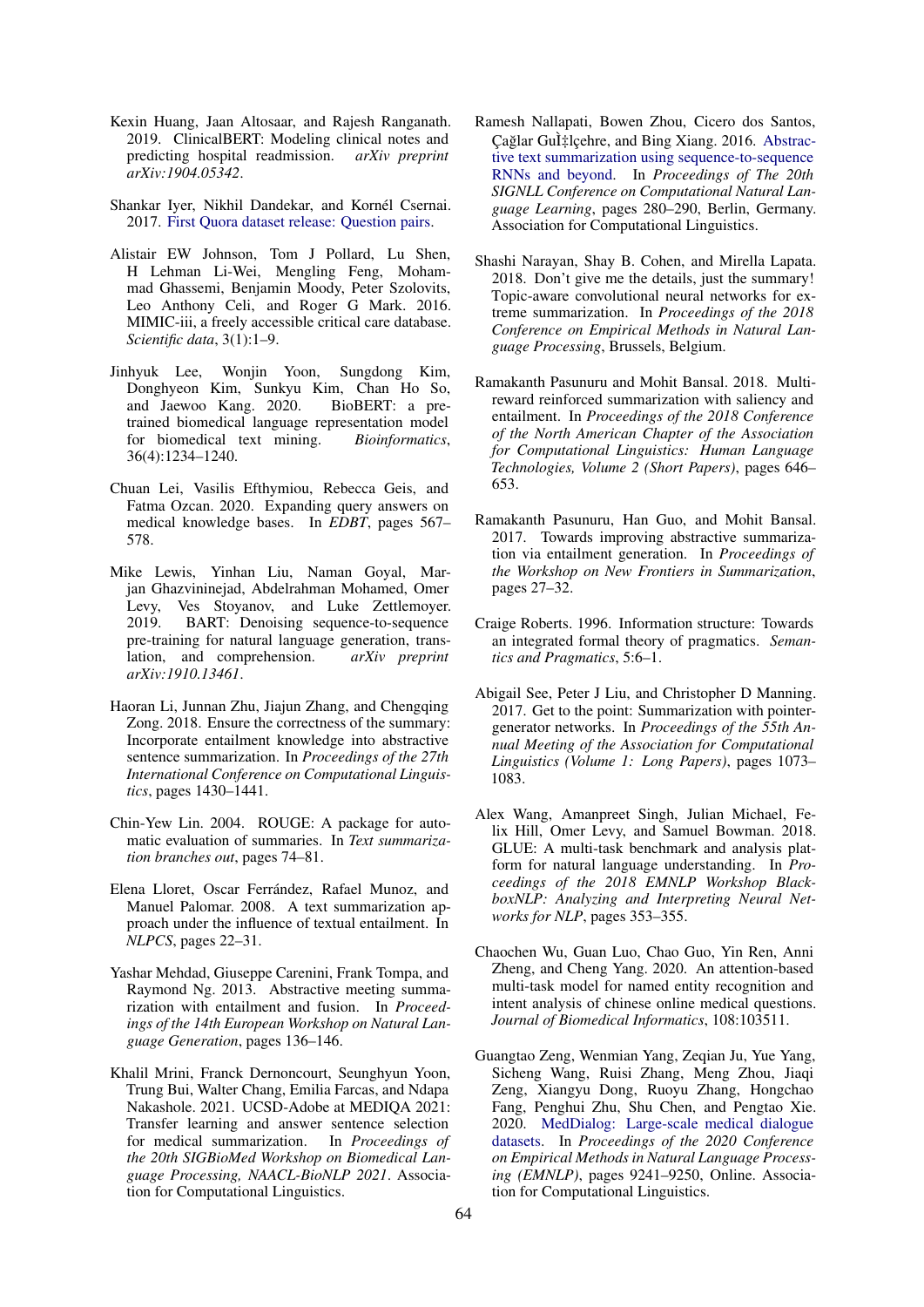Kexin Huang, Jaan Altosaar, and Rajesh Ranganath. 2019. ClinicalBERT: Modeling clinical notes and predicting hospital readmission. *arXiv preprint arXiv:1904.05342*.

Shankar Iyer, Nikhil Dandekar, and Kornél Csernai. 2017. First Quora dataset release: Question pairs.

Alistair EW Johnson, Tom J Pollard, Lu Shen, H Lehman Li-Wei, Mengling Feng, Mohammad Ghassemi, Benjamin Moody, Peter Szolovits, Leo Anthony Celi, and Roger G Mark. 2016. MIMIC-iii, a freely accessible critical care database. *Scientific data*, 3(1):1–9.

Jinhyuk Lee, Wonjin Yoon, Sungdong Kim, Donghyeon Kim, Sunkyu Kim, Chan Ho So, and Jaewoo Kang. 2020. BioBERT: a pre-trained biomedical language representation model for biomedical text mining. *Bioinformatics*, 36(4):1234–1240.

Chuan Lei, Vasilis Efthymiou, Rebecca Geis, and Fatma Ozcan. 2020. Expanding query answers on medical knowledge bases. In *EDBT*, pages 567–578.

Mike Lewis, Yinhan Liu, Naman Goyal, Marjan Ghazvininejad, Abdelrahman Mohamed, Omer Levy, Ves Stoyanov, and Luke Zettlemoyer. 2019. BART: Denoising sequence-to-sequence pre-training for natural language generation, translation, and comprehension. *arXiv preprint arXiv:1910.13461*.

Haoran Li, Junnan Zhu, Jiajun Zhang, and Chengqing Zong. 2018. Ensure the correctness of the summary: Incorporate entailment knowledge into abstractive sentence summarization. In *Proceedings of the 27th International Conference on Computational Linguistics*, pages 1430–1441.

Chin-Yew Lin. 2004. ROUGE: A package for automatic evaluation of summaries. In *Text summarization branches out*, pages 74–81.

Elena Lloret, Oscar Ferrández, Rafael Munoz, and Manuel Palomar. 2008. A text summarization approach under the influence of textual entailment. In *NLPCS*, pages 22–31.

Yashar Mehdad, Giuseppe Carenini, Frank Tompa, and Raymond Ng. 2013. Abstractive meeting summarization with entailment and fusion. In *Proceedings of the 14th European Workshop on Natural Language Generation*, pages 136–146.

Khalil Mrini, Franck Dernoncourt, Seunghyun Yoon, Trung Bui, Walter Chang, Emilia Farcas, and Ndapa Nakashole. 2021. UCSD-Adobe at MEDIQA 2021: Transfer learning and answer sentence selection for medical summarization. In *Proceedings of the 20th SIGBioMed Workshop on Biomedical Language Processing, NAACL-BioNLP 2021*. Association for Computational Linguistics.

Ramesh Nallapati, Bowen Zhou, Cicero dos Santos, Çağlar GuÌ‡lçehre, and Bing Xiang. 2016. Abstractive text summarization using sequence-to-sequence RNNs and beyond. In *Proceedings of The 20th SIGNLL Conference on Computational Natural Language Learning*, pages 280–290, Berlin, Germany. Association for Computational Linguistics.

Shashi Narayan, Shay B. Cohen, and Mirella Lapata. 2018. Don't give me the details, just the summary! Topic-aware convolutional neural networks for extreme summarization. In *Proceedings of the 2018 Conference on Empirical Methods in Natural Language Processing*, Brussels, Belgium.

Ramakanth Pasunuru and Mohit Bansal. 2018. Multi-reward reinforced summarization with saliency and entailment. In *Proceedings of the 2018 Conference of the North American Chapter of the Association for Computational Linguistics: Human Language Technologies, Volume 2 (Short Papers)*, pages 646–653.

Ramakanth Pasunuru, Han Guo, and Mohit Bansal. 2017. Towards improving abstractive summarization via entailment generation. In *Proceedings of the Workshop on New Frontiers in Summarization*, pages 27–32.

Craige Roberts. 1996. Information structure: Towards an integrated formal theory of pragmatics. *Semantics and Pragmatics*, 5:6–1.

Abigail See, Peter J Liu, and Christopher D Manning. 2017. Get to the point: Summarization with pointer-generator networks. In *Proceedings of the 55th Annual Meeting of the Association for Computational Linguistics (Volume 1: Long Papers)*, pages 1073–1083.

Alex Wang, Amanpreet Singh, Julian Michael, Felix Hill, Omer Levy, and Samuel Bowman. 2018. GLUE: A multi-task benchmark and analysis platform for natural language understanding. In *Proceedings of the 2018 EMNLP Workshop BlackboxNLP: Analyzing and Interpreting Neural Networks for NLP*, pages 353–355.

Chaochen Wu, Guan Luo, Chao Guo, Yin Ren, Anni Zheng, and Cheng Yang. 2020. An attention-based multi-task model for named entity recognition and intent analysis of chinese online medical questions. *Journal of Biomedical Informatics*, 108:103511.

Guangtao Zeng, Wenmian Yang, Zeqian Ju, Yue Yang, Sicheng Wang, Ruisi Zhang, Meng Zhou, Jiaqi Zeng, Xiangyu Dong, Ruoyu Zhang, Hongchao Fang, Penghui Zhu, Shu Chen, and Pengtao Xie. 2020. MedDialog: Large-scale medical dialogue datasets. In *Proceedings of the 2020 Conference on Empirical Methods in Natural Language Processing (EMNLP)*, pages 9241–9250, Online. Association for Computational Linguistics.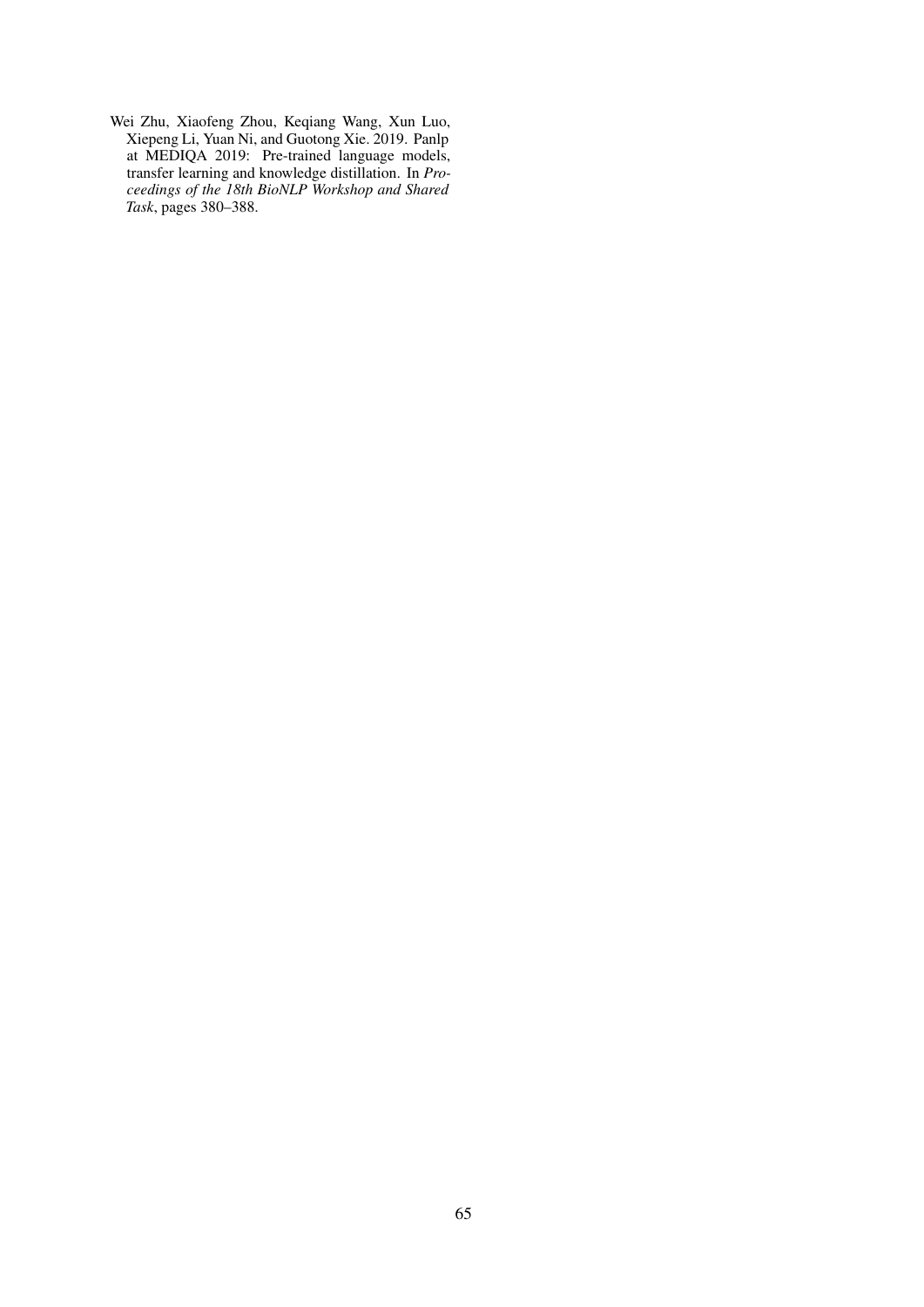Wei Zhu, Xiaofeng Zhou, Keqiang Wang, Xun Luo, Xiepeng Li, Yuan Ni, and Guotong Xie. 2019. Panlp at MEDIQA 2019: Pre-trained language models, transfer learning and knowledge distillation. In *Proceedings of the 18th BioNLP Workshop and Shared Task*, pages 380–388.